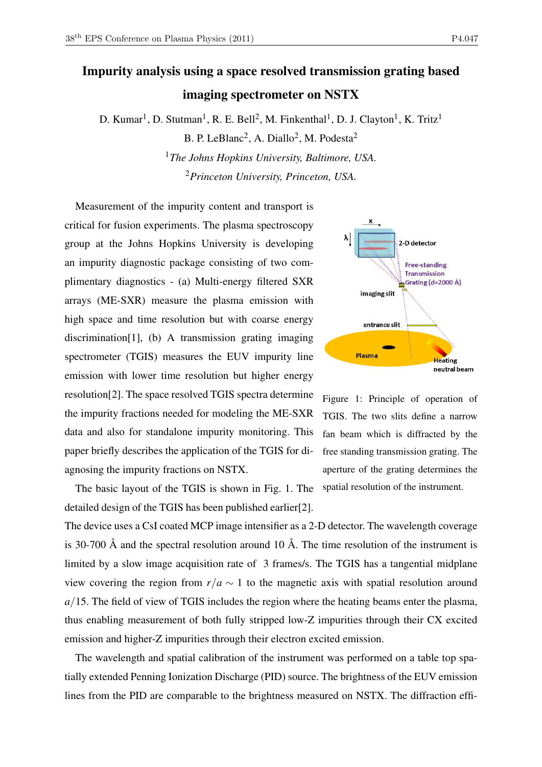# Impurity analysis using a space resolved transmission grating based imaging spectrometer on NSTX

D. Kumar[1], D. Stutman[1], R. E. Bell[2], M. Finkenthal[1], D. J. Clayton[1], K. Tritz[1]
B. P. LeBlanc[2], A. Diallo[2], M. Podesta[2]

[1]*The Johns Hopkins University, Baltimore, USA.*

[2]*Princeton University, Princeton, USA.*

Measurement of the impurity content and transport is critical for fusion experiments. The plasma spectroscopy group at the Johns Hopkins University is developing an impurity diagnostic package consisting of two complimentary diagnostics - (a) Multi-energy filtered SXR arrays (ME-SXR) measure the plasma emission with high space and time resolution but with coarse energy discrimination[1], (b) A transmission grating imaging spectrometer (TGIS) measures the EUV impurity line emission with lower time resolution but higher energy resolution[2]. The space resolved TGIS spectra determine the impurity fractions needed for modeling the ME-SXR data and also for standalone impurity monitoring. This paper briefly describes the application of the TGIS for diagnosing the impurity fractions on NSTX.

Figure 1: Principle of operation of TGIS. The two slits define a narrow fan beam which is diffracted by the free standing transmission grating. The aperture of the grating determines the spatial resolution of the instrument.

The basic layout of the TGIS is shown in Fig. 1. The detailed design of the TGIS has been published earlier[2]. The device uses a CsI coated MCP image intensifier as a 2-D detector. The wavelength coverage is 30-700 Å and the spectral resolution around 10 Å. The time resolution of the instrument is limited by a slow image acquisition rate of 3 frames/s. The TGIS has a tangential midplane view covering the region from $r/a \sim 1$ to the magnetic axis with spatial resolution around $a/15$. The field of view of TGIS includes the region where the heating beams enter the plasma, thus enabling measurement of both fully stripped low-Z impurities through their CX excited emission and higher-Z impurities through their electron excited emission.

The wavelength and spatial calibration of the instrument was performed on a table top spatially extended Penning Ionization Discharge (PID) source. The brightness of the EUV emission lines from the PID are comparable to the brightness measured on NSTX. The diffraction effi-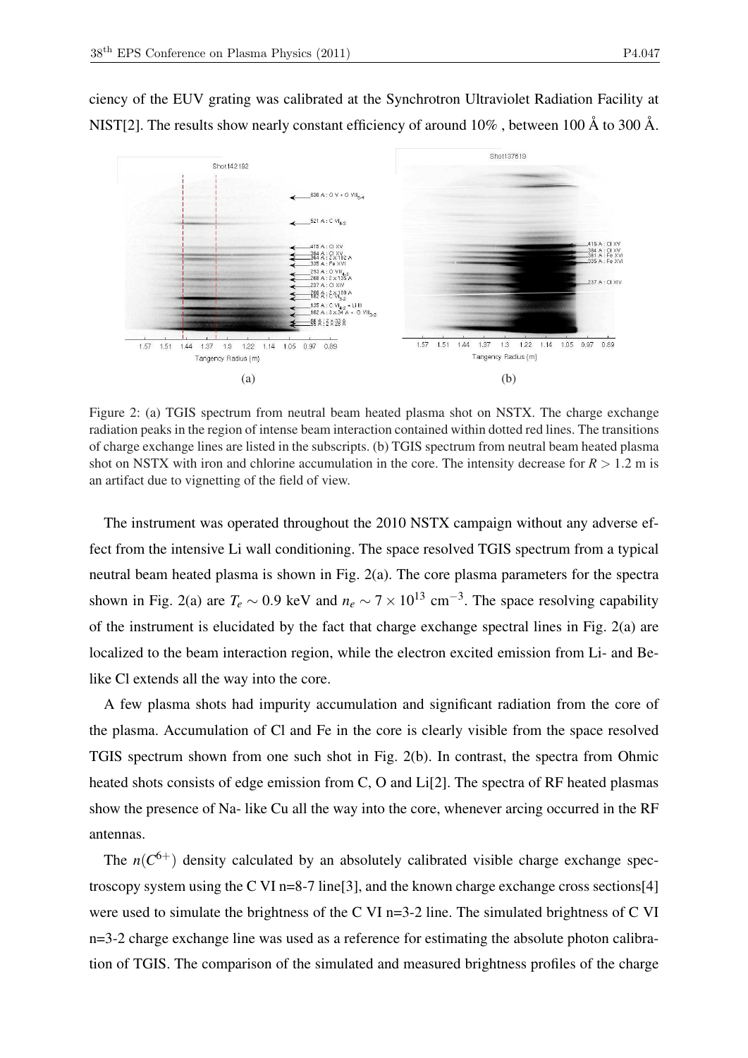ciency of the EUV grating was calibrated at the Synchrotron Ultraviolet Radiation Facility at NIST[2]. The results show nearly constant efficiency of around 10% , between 100 Å to 300 Å.

Figure 2: (a) TGIS spectrum from neutral beam heated plasma shot on NSTX. The charge exchange radiation peaks in the region of intense beam interaction contained within dotted red lines. The transitions of charge exchange lines are listed in the subscripts. (b) TGIS spectrum from neutral beam heated plasma shot on NSTX with iron and chlorine accumulation in the core. The intensity decrease for $R > 1.2$ m is an artifact due to vignetting of the field of view.

The instrument was operated throughout the 2010 NSTX campaign without any adverse effect from the intensive Li wall conditioning. The space resolved TGIS spectrum from a typical neutral beam heated plasma is shown in Fig. 2(a). The core plasma parameters for the spectra shown in Fig. 2(a) are $T_e \sim 0.9$ keV and $n_e \sim 7 \times 10^{13}$ cm$^{-3}$. The space resolving capability of the instrument is elucidated by the fact that charge exchange spectral lines in Fig. 2(a) are localized to the beam interaction region, while the electron excited emission from Li- and Be-like Cl extends all the way into the core.

A few plasma shots had impurity accumulation and significant radiation from the core of the plasma. Accumulation of Cl and Fe in the core is clearly visible from the space resolved TGIS spectrum shown from one such shot in Fig. 2(b). In contrast, the spectra from Ohmic heated shots consists of edge emission from C, O and Li[2]. The spectra of RF heated plasmas show the presence of Na- like Cu all the way into the core, whenever arcing occurred in the RF antennas.

The $n(C^{6+})$ density calculated by an absolutely calibrated visible charge exchange spectroscopy system using the C VI n=8-7 line[3], and the known charge exchange cross sections[4] were used to simulate the brightness of the C VI n=3-2 line. The simulated brightness of C VI n=3-2 charge exchange line was used as a reference for estimating the absolute photon calibration of TGIS. The comparison of the simulated and measured brightness profiles of the charge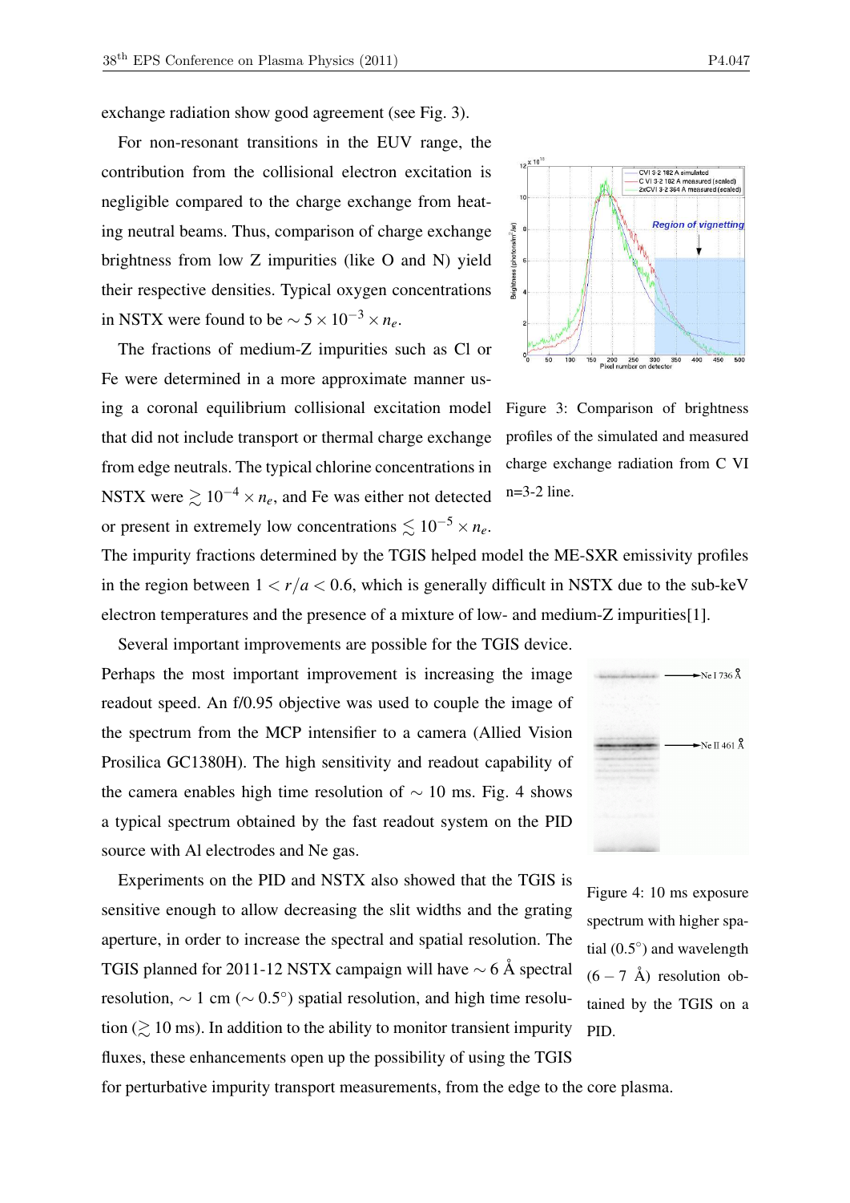exchange radiation show good agreement (see Fig. 3).

For non-resonant transitions in the EUV range, the contribution from the collisional electron excitation is negligible compared to the charge exchange from heating neutral beams. Thus, comparison of charge exchange brightness from low Z impurities (like O and N) yield their respective densities. Typical oxygen concentrations in NSTX were found to be $\sim 5 \times 10^{-3} \times n_e$.

The fractions of medium-Z impurities such as Cl or Fe were determined in a more approximate manner using a coronal equilibrium collisional excitation model that did not include transport or thermal charge exchange from edge neutrals. The typical chlorine concentrations in NSTX were $\gtrsim 10^{-4} \times n_e$, and Fe was either not detected or present in extremely low concentrations $\lesssim 10^{-5} \times n_e$. The impurity fractions determined by the TGIS helped model the ME-SXR emissivity profiles in the region between $1 < r/a < 0.6$, which is generally difficult in NSTX due to the sub-keV electron temperatures and the presence of a mixture of low- and medium-Z impurities[1].

Figure 3: Comparison of brightness profiles of the simulated and measured charge exchange radiation from C VI n=3-2 line.

Several important improvements are possible for the TGIS device. Perhaps the most important improvement is increasing the image readout speed. An f/0.95 objective was used to couple the image of the spectrum from the MCP intensifier to a camera (Allied Vision Prosilica GC1380H). The high sensitivity and readout capability of the camera enables high time resolution of $\sim$ 10 ms. Fig. 4 shows a typical spectrum obtained by the fast readout system on the PID source with Al electrodes and Ne gas.

Experiments on the PID and NSTX also showed that the TGIS is sensitive enough to allow decreasing the slit widths and the grating aperture, in order to increase the spectral and spatial resolution. The TGIS planned for 2011-12 NSTX campaign will have $\sim 6$ Å spectral resolution, $\sim 1$ cm ($\sim 0.5^\circ$) spatial resolution, and high time resolution ($\gtrsim 10$ ms). In addition to the ability to monitor transient impurity fluxes, these enhancements open up the possibility of using the TGIS for perturbative impurity transport measurements, from the edge to the core plasma.

Figure 4: 10 ms exposure spectrum with higher spatial ($0.5^\circ$) and wavelength ($6-7$ Å) resolution obtained by the TGIS on a PID.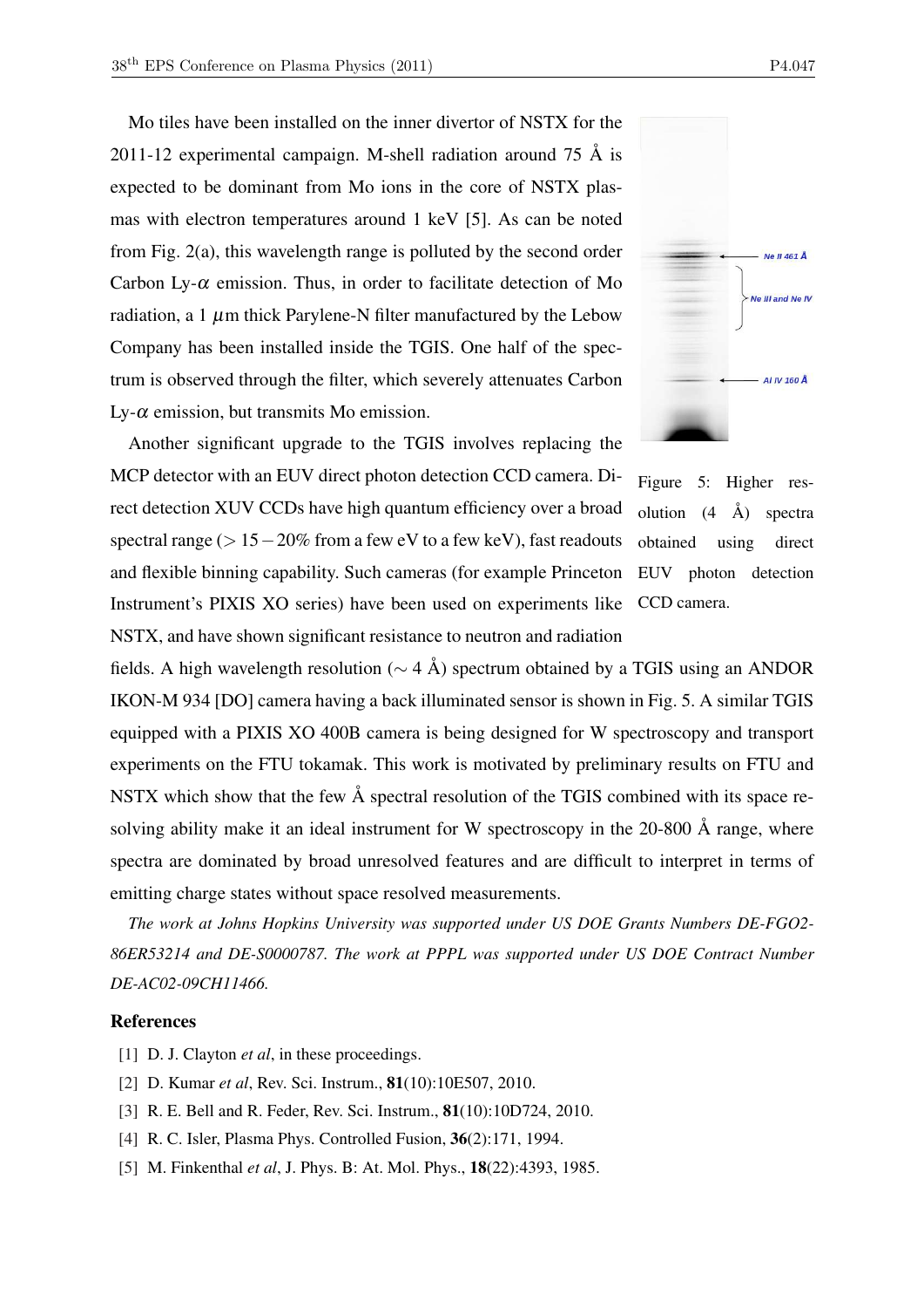Mo tiles have been installed on the inner divertor of NSTX for the 2011-12 experimental campaign. M-shell radiation around 75 Å is expected to be dominant from Mo ions in the core of NSTX plasmas with electron temperatures around 1 keV [5]. As can be noted from Fig. 2(a), this wavelength range is polluted by the second order Carbon Ly-$\alpha$ emission. Thus, in order to facilitate detection of Mo radiation, a 1 $\mu$m thick Parylene-N filter manufactured by the Lebow Company has been installed inside the TGIS. One half of the spectrum is observed through the filter, which severely attenuates Carbon Ly-$\alpha$ emission, but transmits Mo emission.

Another significant upgrade to the TGIS involves replacing the MCP detector with an EUV direct photon detection CCD camera. Direct detection XUV CCDs have high quantum efficiency over a broad spectral range ($> 15-20\%$ from a few eV to a few keV), fast readouts and flexible binning capability. Such cameras (for example Princeton Instrument's PIXIS XO series) have been used on experiments like NSTX, and have shown significant resistance to neutron and radiation fields. A high wavelength resolution ($\sim 4$ Å) spectrum obtained by a TGIS using an ANDOR IKON-M 934 [DO] camera having a back illuminated sensor is shown in Fig. 5. A similar TGIS equipped with a PIXIS XO 400B camera is being designed for W spectroscopy and transport experiments on the FTU tokamak. This work is motivated by preliminary results on FTU and NSTX which show that the few Å spectral resolution of the TGIS combined with its space resolving ability make it an ideal instrument for W spectroscopy in the 20-800 Å range, where spectra are dominated by broad unresolved features and are difficult to interpret in terms of emitting charge states without space resolved measurements.

Ne II 461 Å

Ne III and Ne IV

Al IV 160 Å

Figure 5: Higher resolution (4 Å) spectra obtained using direct EUV photon detection CCD camera.

*The work at Johns Hopkins University was supported under US DOE Grants Numbers DE-FGO2-86ER53214 and DE-S0000787. The work at PPPL was supported under US DOE Contract Number DE-AC02-09CH11466.*

## References

[1] D. J. Clayton *et al*, in these proceedings.

[2] D. Kumar *et al*, Rev. Sci. Instrum., **81**(10):10E507, 2010.

[3] R. E. Bell and R. Feder, Rev. Sci. Instrum., **81**(10):10D724, 2010.

[4] R. C. Isler, Plasma Phys. Controlled Fusion, **36**(2):171, 1994.

[5] M. Finkenthal *et al*, J. Phys. B: At. Mol. Phys., **18**(22):4393, 1985.